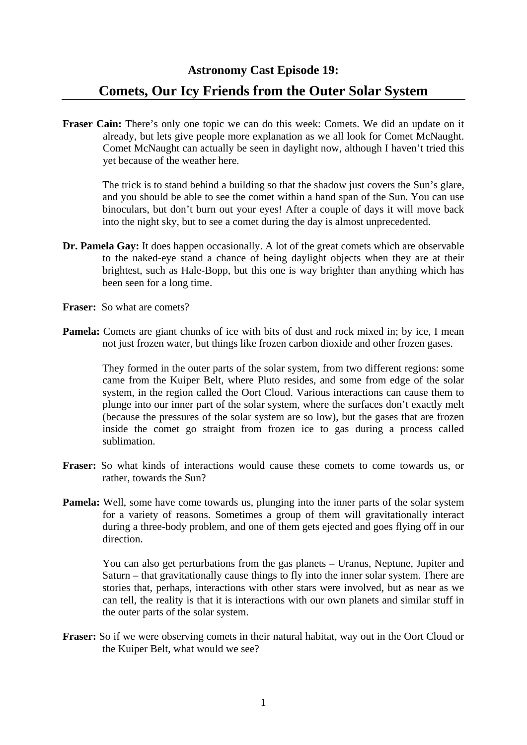# Astronomy Cast Episode 19:

## Comets, Our Icy Friends from the Outer Solar System

**Fraser Cain:** There's only one topic we can do this week: Comets. We did an update on it already, but lets give people more explanation as we all look for Comet McNaught. Comet McNaught can actually be seen in daylight now, although I haven't tried this yet because of the weather here.

The trick is to stand behind a building so that the shadow just covers the Sun's glare, and you should be able to see the comet within a hand span of the Sun. You can use binoculars, but don't burn out your eyes! After a couple of days it will move back into the night sky, but to see a comet during the day is almost unprecedented.

**Dr. Pamela Gay:** It does happen occasionally. A lot of the great comets which are observable to the naked-eye stand a chance of being daylight objects when they are at their brightest, such as Hale-Bopp, but this one is way brighter than anything which has been seen for a long time.

**Fraser:** So what are comets?

**Pamela:** Comets are giant chunks of ice with bits of dust and rock mixed in; by ice, I mean not just frozen water, but things like frozen carbon dioxide and other frozen gases.

They formed in the outer parts of the solar system, from two different regions: some came from the Kuiper Belt, where Pluto resides, and some from edge of the solar system, in the region called the Oort Cloud. Various interactions can cause them to plunge into our inner part of the solar system, where the surfaces don't exactly melt (because the pressures of the solar system are so low), but the gases that are frozen inside the comet go straight from frozen ice to gas during a process called sublimation.

**Fraser:** So what kinds of interactions would cause these comets to come towards us, or rather, towards the Sun?

**Pamela:** Well, some have come towards us, plunging into the inner parts of the solar system for a variety of reasons. Sometimes a group of them will gravitationally interact during a three-body problem, and one of them gets ejected and goes flying off in our direction.

You can also get perturbations from the gas planets – Uranus, Neptune, Jupiter and Saturn – that gravitationally cause things to fly into the inner solar system. There are stories that, perhaps, interactions with other stars were involved, but as near as we can tell, the reality is that it is interactions with our own planets and similar stuff in the outer parts of the solar system.

**Fraser:** So if we were observing comets in their natural habitat, way out in the Oort Cloud or the Kuiper Belt, what would we see?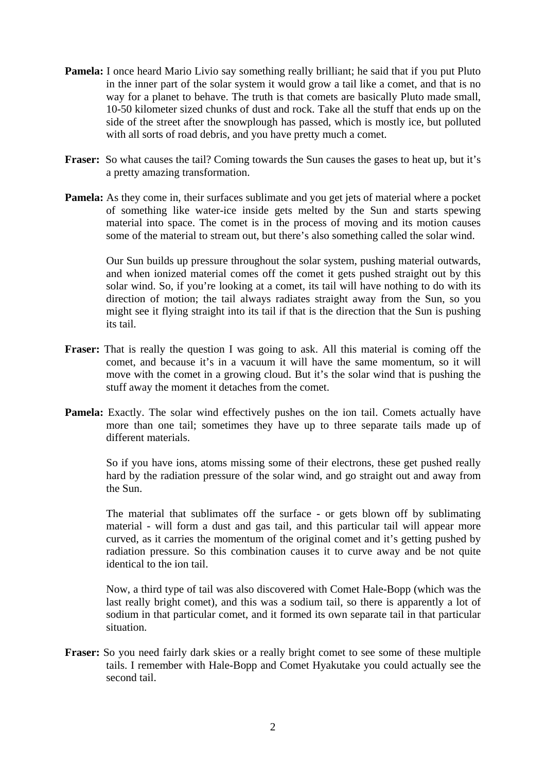**Pamela:** I once heard Mario Livio say something really brilliant; he said that if you put Pluto in the inner part of the solar system it would grow a tail like a comet, and that is no way for a planet to behave. The truth is that comets are basically Pluto made small, 10-50 kilometer sized chunks of dust and rock. Take all the stuff that ends up on the side of the street after the snowplough has passed, which is mostly ice, but polluted with all sorts of road debris, and you have pretty much a comet.

**Fraser:** So what causes the tail? Coming towards the Sun causes the gases to heat up, but it's a pretty amazing transformation.

**Pamela:** As they come in, their surfaces sublimate and you get jets of material where a pocket of something like water-ice inside gets melted by the Sun and starts spewing material into space. The comet is in the process of moving and its motion causes some of the material to stream out, but there's also something called the solar wind.

Our Sun builds up pressure throughout the solar system, pushing material outwards, and when ionized material comes off the comet it gets pushed straight out by this solar wind. So, if you're looking at a comet, its tail will have nothing to do with its direction of motion; the tail always radiates straight away from the Sun, so you might see it flying straight into its tail if that is the direction that the Sun is pushing its tail.

**Fraser:** That is really the question I was going to ask. All this material is coming off the comet, and because it's in a vacuum it will have the same momentum, so it will move with the comet in a growing cloud. But it's the solar wind that is pushing the stuff away the moment it detaches from the comet.

**Pamela:** Exactly. The solar wind effectively pushes on the ion tail. Comets actually have more than one tail; sometimes they have up to three separate tails made up of different materials.

So if you have ions, atoms missing some of their electrons, these get pushed really hard by the radiation pressure of the solar wind, and go straight out and away from the Sun.

The material that sublimates off the surface - or gets blown off by sublimating material - will form a dust and gas tail, and this particular tail will appear more curved, as it carries the momentum of the original comet and it's getting pushed by radiation pressure. So this combination causes it to curve away and be not quite identical to the ion tail.

Now, a third type of tail was also discovered with Comet Hale-Bopp (which was the last really bright comet), and this was a sodium tail, so there is apparently a lot of sodium in that particular comet, and it formed its own separate tail in that particular situation.

**Fraser:** So you need fairly dark skies or a really bright comet to see some of these multiple tails. I remember with Hale-Bopp and Comet Hyakutake you could actually see the second tail.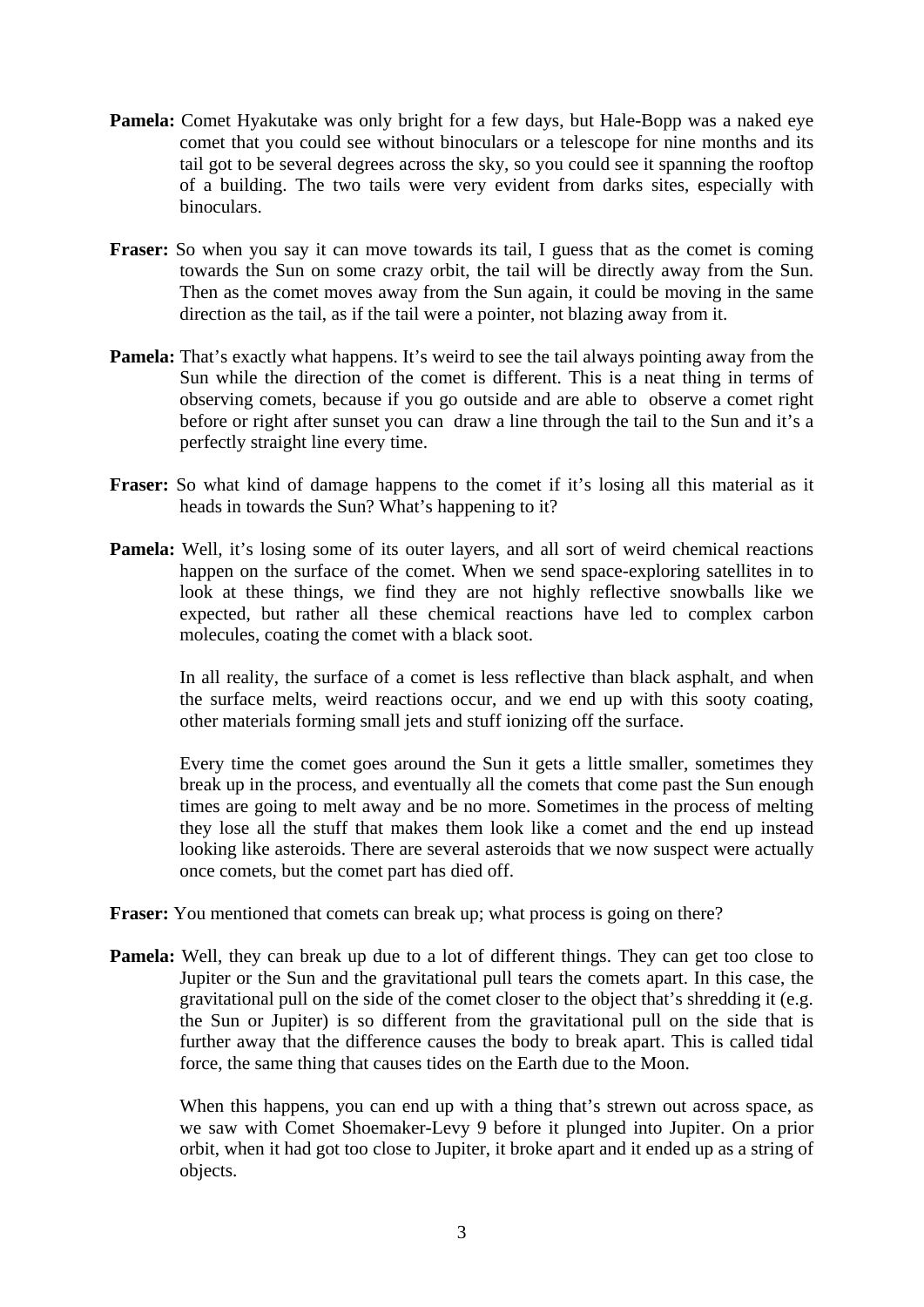**Pamela:** Comet Hyakutake was only bright for a few days, but Hale-Bopp was a naked eye comet that you could see without binoculars or a telescope for nine months and its tail got to be several degrees across the sky, so you could see it spanning the rooftop of a building. The two tails were very evident from darks sites, especially with binoculars.

**Fraser:** So when you say it can move towards its tail, I guess that as the comet is coming towards the Sun on some crazy orbit, the tail will be directly away from the Sun. Then as the comet moves away from the Sun again, it could be moving in the same direction as the tail, as if the tail were a pointer, not blazing away from it.

**Pamela:** That's exactly what happens. It's weird to see the tail always pointing away from the Sun while the direction of the comet is different. This is a neat thing in terms of observing comets, because if you go outside and are able to observe a comet right before or right after sunset you can draw a line through the tail to the Sun and it's a perfectly straight line every time.

**Fraser:** So what kind of damage happens to the comet if it's losing all this material as it heads in towards the Sun? What's happening to it?

**Pamela:** Well, it's losing some of its outer layers, and all sort of weird chemical reactions happen on the surface of the comet. When we send space-exploring satellites in to look at these things, we find they are not highly reflective snowballs like we expected, but rather all these chemical reactions have led to complex carbon molecules, coating the comet with a black soot.

In all reality, the surface of a comet is less reflective than black asphalt, and when the surface melts, weird reactions occur, and we end up with this sooty coating, other materials forming small jets and stuff ionizing off the surface.

Every time the comet goes around the Sun it gets a little smaller, sometimes they break up in the process, and eventually all the comets that come past the Sun enough times are going to melt away and be no more. Sometimes in the process of melting they lose all the stuff that makes them look like a comet and the end up instead looking like asteroids. There are several asteroids that we now suspect were actually once comets, but the comet part has died off.

**Fraser:** You mentioned that comets can break up; what process is going on there?

**Pamela:** Well, they can break up due to a lot of different things. They can get too close to Jupiter or the Sun and the gravitational pull tears the comets apart. In this case, the gravitational pull on the side of the comet closer to the object that's shredding it (e.g. the Sun or Jupiter) is so different from the gravitational pull on the side that is further away that the difference causes the body to break apart. This is called tidal force, the same thing that causes tides on the Earth due to the Moon.

When this happens, you can end up with a thing that's strewn out across space, as we saw with Comet Shoemaker-Levy 9 before it plunged into Jupiter. On a prior orbit, when it had got too close to Jupiter, it broke apart and it ended up as a string of objects.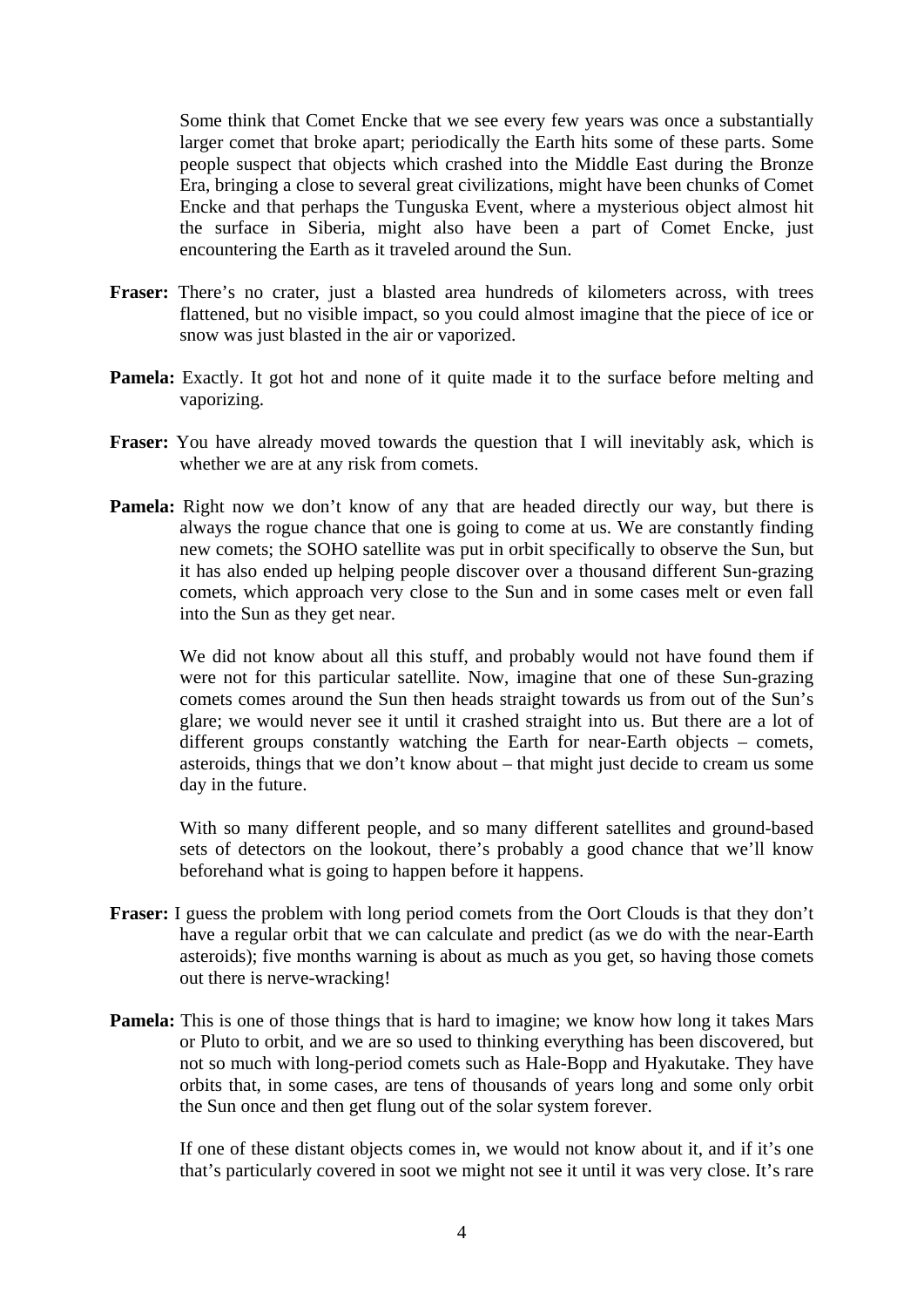Some think that Comet Encke that we see every few years was once a substantially larger comet that broke apart; periodically the Earth hits some of these parts. Some people suspect that objects which crashed into the Middle East during the Bronze Era, bringing a close to several great civilizations, might have been chunks of Comet Encke and that perhaps the Tunguska Event, where a mysterious object almost hit the surface in Siberia, might also have been a part of Comet Encke, just encountering the Earth as it traveled around the Sun.

**Fraser:** There's no crater, just a blasted area hundreds of kilometers across, with trees flattened, but no visible impact, so you could almost imagine that the piece of ice or snow was just blasted in the air or vaporized.

**Pamela:** Exactly. It got hot and none of it quite made it to the surface before melting and vaporizing.

**Fraser:** You have already moved towards the question that I will inevitably ask, which is whether we are at any risk from comets.

**Pamela:** Right now we don't know of any that are headed directly our way, but there is always the rogue chance that one is going to come at us. We are constantly finding new comets; the SOHO satellite was put in orbit specifically to observe the Sun, but it has also ended up helping people discover over a thousand different Sun-grazing comets, which approach very close to the Sun and in some cases melt or even fall into the Sun as they get near.

We did not know about all this stuff, and probably would not have found them if were not for this particular satellite. Now, imagine that one of these Sun-grazing comets comes around the Sun then heads straight towards us from out of the Sun's glare; we would never see it until it crashed straight into us. But there are a lot of different groups constantly watching the Earth for near-Earth objects – comets, asteroids, things that we don't know about – that might just decide to cream us some day in the future.

With so many different people, and so many different satellites and ground-based sets of detectors on the lookout, there's probably a good chance that we'll know beforehand what is going to happen before it happens.

**Fraser:** I guess the problem with long period comets from the Oort Clouds is that they don't have a regular orbit that we can calculate and predict (as we do with the near-Earth asteroids); five months warning is about as much as you get, so having those comets out there is nerve-wracking!

**Pamela:** This is one of those things that is hard to imagine; we know how long it takes Mars or Pluto to orbit, and we are so used to thinking everything has been discovered, but not so much with long-period comets such as Hale-Bopp and Hyakutake. They have orbits that, in some cases, are tens of thousands of years long and some only orbit the Sun once and then get flung out of the solar system forever.

If one of these distant objects comes in, we would not know about it, and if it's one that's particularly covered in soot we might not see it until it was very close. It's rare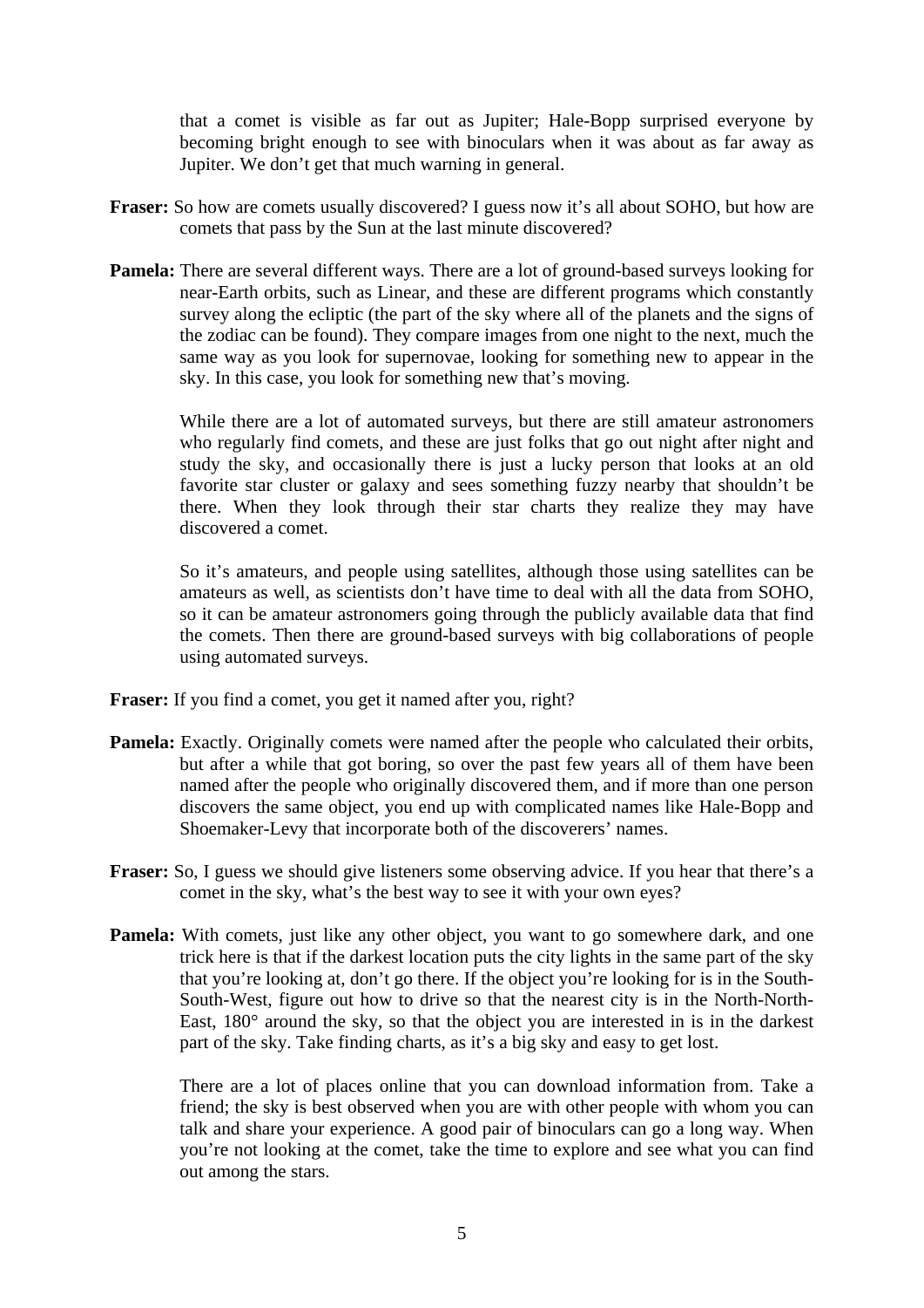that a comet is visible as far out as Jupiter; Hale-Bopp surprised everyone by becoming bright enough to see with binoculars when it was about as far away as Jupiter. We don't get that much warning in general.

**Fraser:** So how are comets usually discovered? I guess now it's all about SOHO, but how are comets that pass by the Sun at the last minute discovered?

**Pamela:** There are several different ways. There are a lot of ground-based surveys looking for near-Earth orbits, such as Linear, and these are different programs which constantly survey along the ecliptic (the part of the sky where all of the planets and the signs of the zodiac can be found). They compare images from one night to the next, much the same way as you look for supernovae, looking for something new to appear in the sky. In this case, you look for something new that's moving.

While there are a lot of automated surveys, but there are still amateur astronomers who regularly find comets, and these are just folks that go out night after night and study the sky, and occasionally there is just a lucky person that looks at an old favorite star cluster or galaxy and sees something fuzzy nearby that shouldn't be there. When they look through their star charts they realize they may have discovered a comet.

So it's amateurs, and people using satellites, although those using satellites can be amateurs as well, as scientists don't have time to deal with all the data from SOHO, so it can be amateur astronomers going through the publicly available data that find the comets. Then there are ground-based surveys with big collaborations of people using automated surveys.

**Fraser:** If you find a comet, you get it named after you, right?

**Pamela:** Exactly. Originally comets were named after the people who calculated their orbits, but after a while that got boring, so over the past few years all of them have been named after the people who originally discovered them, and if more than one person discovers the same object, you end up with complicated names like Hale-Bopp and Shoemaker-Levy that incorporate both of the discoverers' names.

**Fraser:** So, I guess we should give listeners some observing advice. If you hear that there's a comet in the sky, what's the best way to see it with your own eyes?

**Pamela:** With comets, just like any other object, you want to go somewhere dark, and one trick here is that if the darkest location puts the city lights in the same part of the sky that you're looking at, don't go there. If the object you're looking for is in the South-South-West, figure out how to drive so that the nearest city is in the North-North-East, 180° around the sky, so that the object you are interested in is in the darkest part of the sky. Take finding charts, as it's a big sky and easy to get lost.

There are a lot of places online that you can download information from. Take a friend; the sky is best observed when you are with other people with whom you can talk and share your experience. A good pair of binoculars can go a long way. When you're not looking at the comet, take the time to explore and see what you can find out among the stars.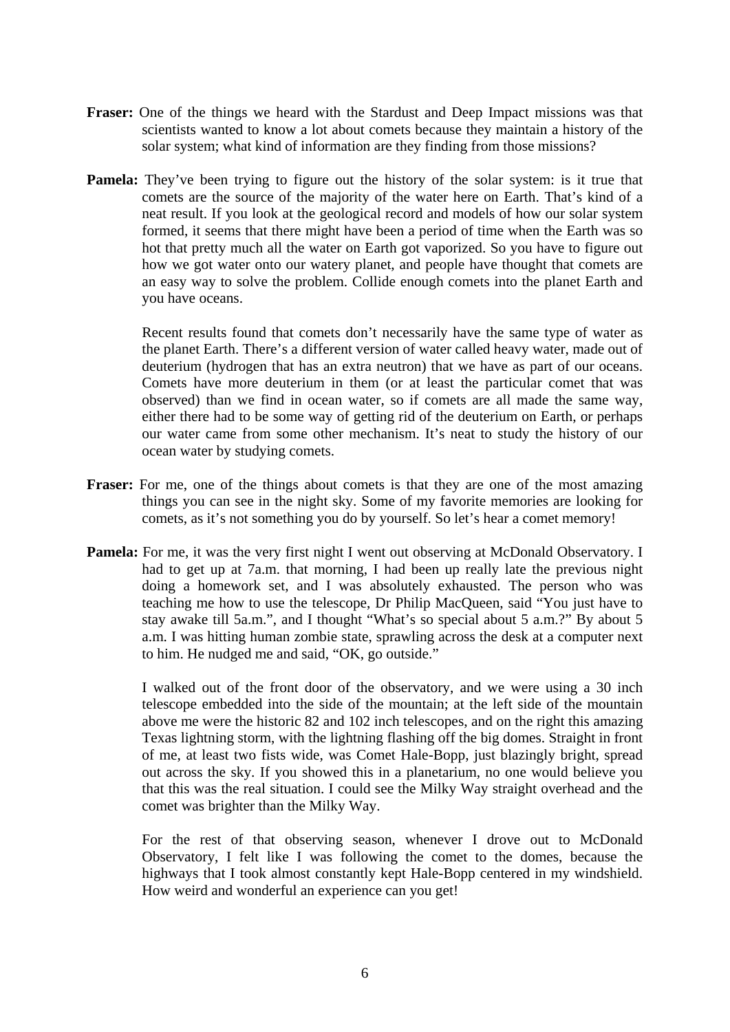**Fraser:** One of the things we heard with the Stardust and Deep Impact missions was that scientists wanted to know a lot about comets because they maintain a history of the solar system; what kind of information are they finding from those missions?

**Pamela:** They've been trying to figure out the history of the solar system: is it true that comets are the source of the majority of the water here on Earth. That's kind of a neat result. If you look at the geological record and models of how our solar system formed, it seems that there might have been a period of time when the Earth was so hot that pretty much all the water on Earth got vaporized. So you have to figure out how we got water onto our watery planet, and people have thought that comets are an easy way to solve the problem. Collide enough comets into the planet Earth and you have oceans.

Recent results found that comets don't necessarily have the same type of water as the planet Earth. There's a different version of water called heavy water, made out of deuterium (hydrogen that has an extra neutron) that we have as part of our oceans. Comets have more deuterium in them (or at least the particular comet that was observed) than we find in ocean water, so if comets are all made the same way, either there had to be some way of getting rid of the deuterium on Earth, or perhaps our water came from some other mechanism. It's neat to study the history of our ocean water by studying comets.

**Fraser:** For me, one of the things about comets is that they are one of the most amazing things you can see in the night sky. Some of my favorite memories are looking for comets, as it's not something you do by yourself. So let's hear a comet memory!

**Pamela:** For me, it was the very first night I went out observing at McDonald Observatory. I had to get up at 7a.m. that morning, I had been up really late the previous night doing a homework set, and I was absolutely exhausted. The person who was teaching me how to use the telescope, Dr Philip MacQueen, said "You just have to stay awake till 5a.m.", and I thought "What's so special about 5 a.m.?" By about 5 a.m. I was hitting human zombie state, sprawling across the desk at a computer next to him. He nudged me and said, "OK, go outside."

I walked out of the front door of the observatory, and we were using a 30 inch telescope embedded into the side of the mountain; at the left side of the mountain above me were the historic 82 and 102 inch telescopes, and on the right this amazing Texas lightning storm, with the lightning flashing off the big domes. Straight in front of me, at least two fists wide, was Comet Hale-Bopp, just blazingly bright, spread out across the sky. If you showed this in a planetarium, no one would believe you that this was the real situation. I could see the Milky Way straight overhead and the comet was brighter than the Milky Way.

For the rest of that observing season, whenever I drove out to McDonald Observatory, I felt like I was following the comet to the domes, because the highways that I took almost constantly kept Hale-Bopp centered in my windshield. How weird and wonderful an experience can you get!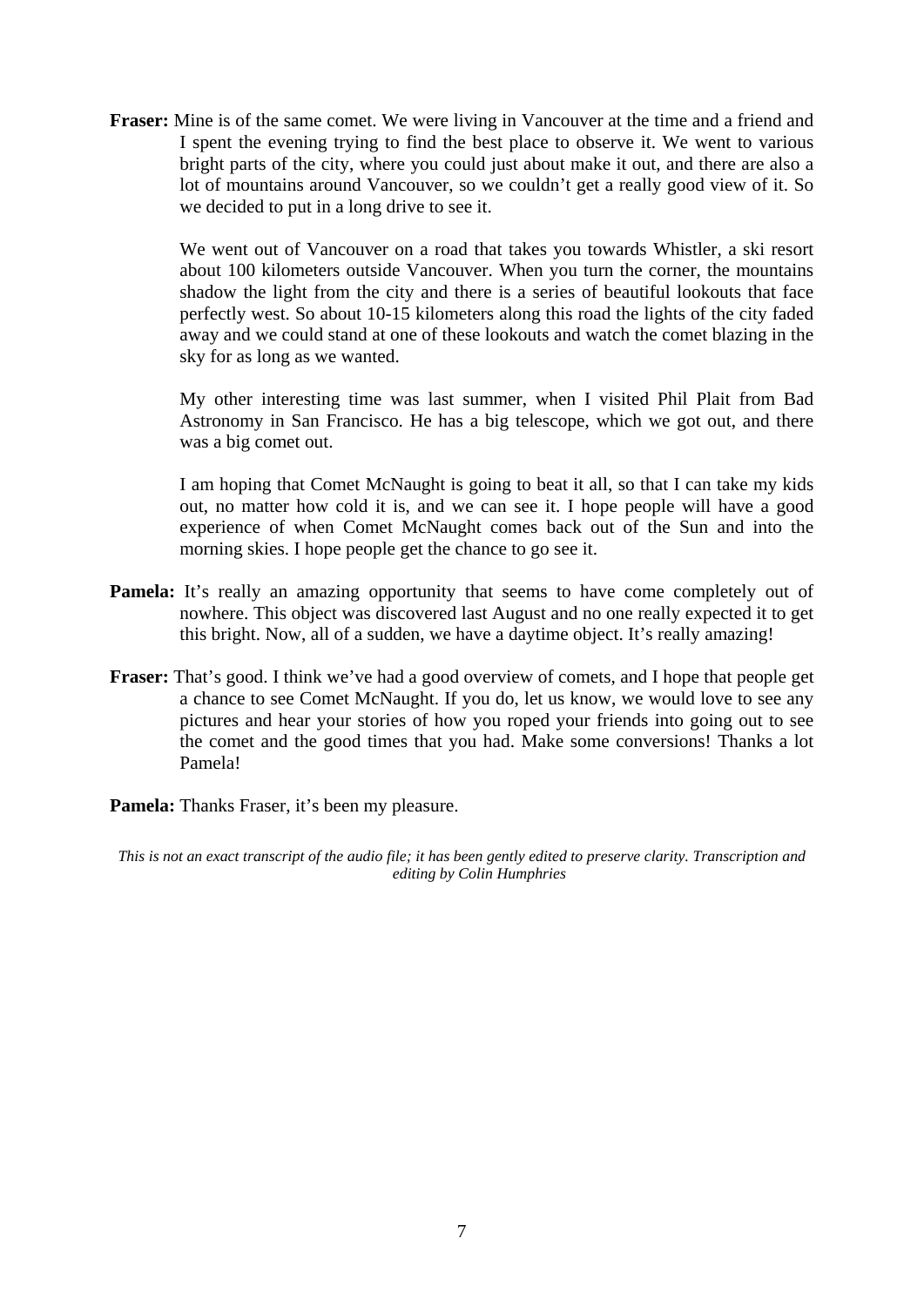**Fraser:** Mine is of the same comet. We were living in Vancouver at the time and a friend and I spent the evening trying to find the best place to observe it. We went to various bright parts of the city, where you could just about make it out, and there are also a lot of mountains around Vancouver, so we couldn't get a really good view of it. So we decided to put in a long drive to see it.

We went out of Vancouver on a road that takes you towards Whistler, a ski resort about 100 kilometers outside Vancouver. When you turn the corner, the mountains shadow the light from the city and there is a series of beautiful lookouts that face perfectly west. So about 10-15 kilometers along this road the lights of the city faded away and we could stand at one of these lookouts and watch the comet blazing in the sky for as long as we wanted.

My other interesting time was last summer, when I visited Phil Plait from Bad Astronomy in San Francisco. He has a big telescope, which we got out, and there was a big comet out.

I am hoping that Comet McNaught is going to beat it all, so that I can take my kids out, no matter how cold it is, and we can see it. I hope people will have a good experience of when Comet McNaught comes back out of the Sun and into the morning skies. I hope people get the chance to go see it.

**Pamela:** It's really an amazing opportunity that seems to have come completely out of nowhere. This object was discovered last August and no one really expected it to get this bright. Now, all of a sudden, we have a daytime object. It's really amazing!

**Fraser:** That's good. I think we've had a good overview of comets, and I hope that people get a chance to see Comet McNaught. If you do, let us know, we would love to see any pictures and hear your stories of how you roped your friends into going out to see the comet and the good times that you had. Make some conversions! Thanks a lot Pamela!

**Pamela:** Thanks Fraser, it's been my pleasure.

*This is not an exact transcript of the audio file; it has been gently edited to preserve clarity. Transcription and editing by Colin Humphries*